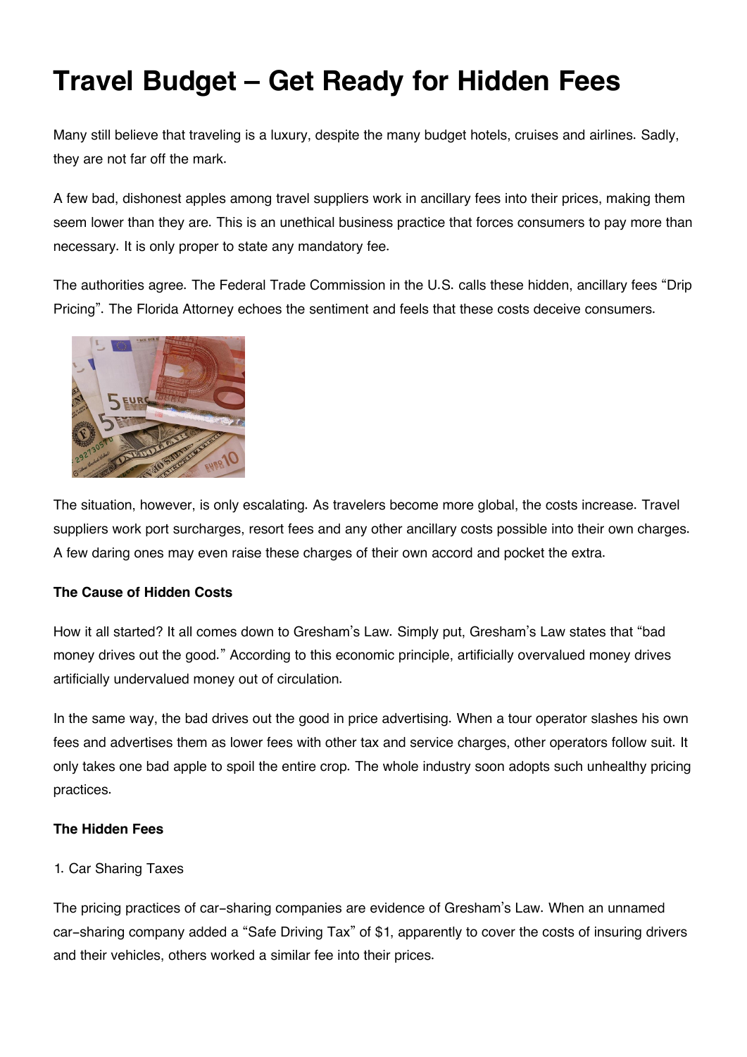# Travel Budget – Get Ready for Hidden Fees

Many still believe that traveling is a luxury, despite the many budget hotels, cruises and airlines. Sadly, they are not far off the mark.

A few bad, dishonest apples among travel suppliers work in ancillary fees into their prices, making them seem lower than they are. This is an unethical business practice that forces consumers to pay more than necessary. It is only proper to state any mandatory fee.

The authorities agree. The Federal Trade Commission in the U.S. calls these hidden, ancillary fees "Drip Pricing". The Florida Attorney echoes the sentiment and feels that these costs deceive consumers.

The situation, however, is only escalating. As travelers become more global, the costs increase. Travel suppliers work port surcharges, resort fees and any other ancillary costs possible into their own charges. A few daring ones may even raise these charges of their own accord and pocket the extra.

**The Cause of Hidden Costs**

How it all started? It all comes down to Gresham's Law. Simply put, Gresham's Law states that "bad money drives out the good." According to this economic principle, artificially overvalued money drives artificially undervalued money out of circulation.

In the same way, the bad drives out the good in price advertising. When a tour operator slashes his own fees and advertises them as lower fees with other tax and service charges, other operators follow suit. It only takes one bad apple to spoil the entire crop. The whole industry soon adopts such unhealthy pricing practices.

**The Hidden Fees**

1. Car Sharing Taxes

The pricing practices of car-sharing companies are evidence of Gresham's Law. When an unnamed car-sharing company added a "Safe Driving Tax" of $1, apparently to cover the costs of insuring drivers and their vehicles, others worked a similar fee into their prices.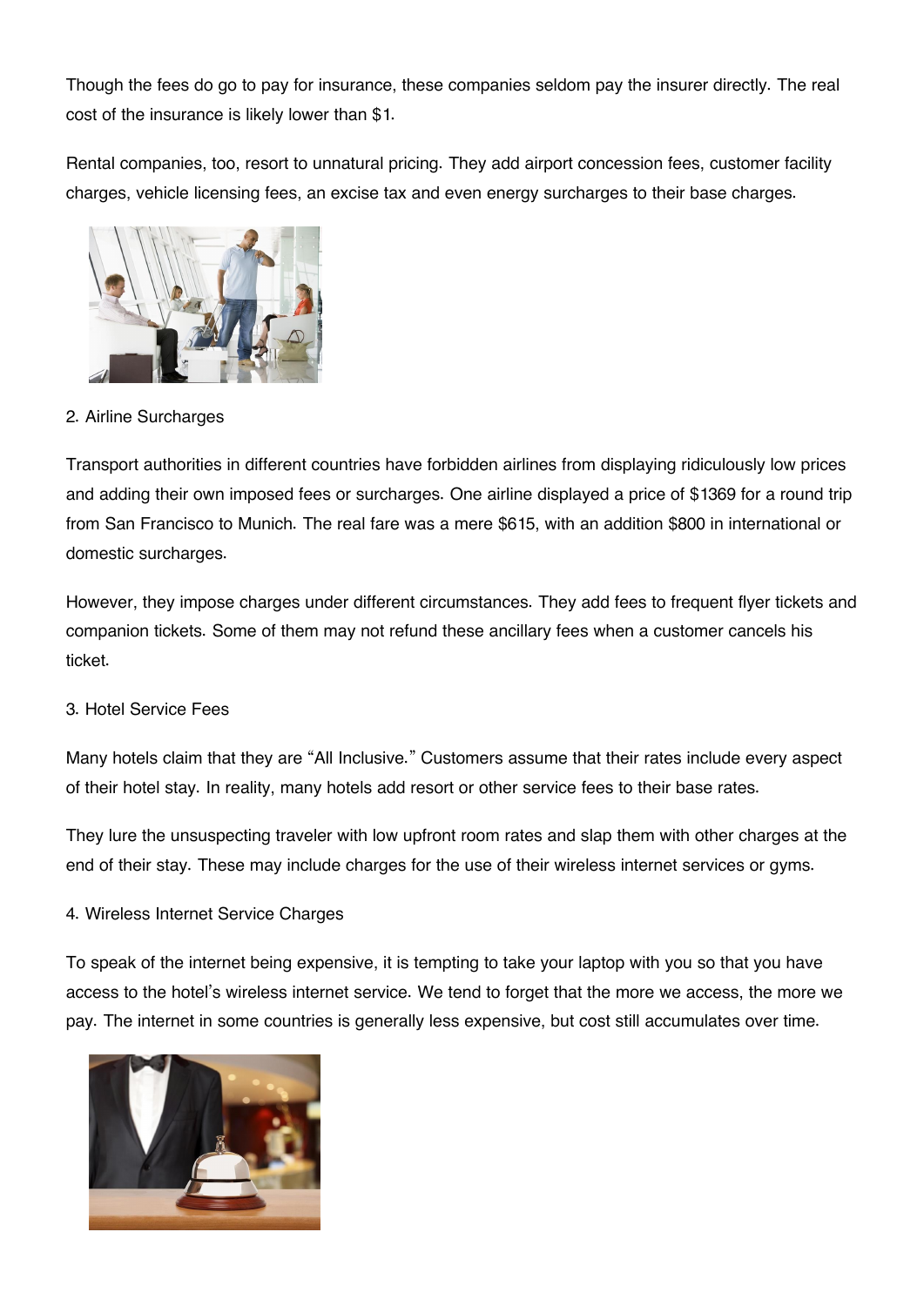Though the fees do go to pay for insurance, these companies seldom pay the insurer directly. The real cost of the insurance is likely lower than $1.

Rental companies, too, resort to unnatural pricing. They add airport concession fees, customer facility charges, vehicle licensing fees, an excise tax and even energy surcharges to their base charges.

## 2. Airline Surcharges

Transport authorities in different countries have forbidden airlines from displaying ridiculously low prices and adding their own imposed fees or surcharges. One airline displayed a price of $1369 for a round trip from San Francisco to Munich. The real fare was a mere $615, with an addition $800 in international or domestic surcharges.

However, they impose charges under different circumstances. They add fees to frequent flyer tickets and companion tickets. Some of them may not refund these ancillary fees when a customer cancels his ticket.

## 3. Hotel Service Fees

Many hotels claim that they are "All Inclusive." Customers assume that their rates include every aspect of their hotel stay. In reality, many hotels add resort or other service fees to their base rates.

They lure the unsuspecting traveler with low upfront room rates and slap them with other charges at the end of their stay. These may include charges for the use of their wireless internet services or gyms.

## 4. Wireless Internet Service Charges

To speak of the internet being expensive, it is tempting to take your laptop with you so that you have access to the hotel's wireless internet service. We tend to forget that the more we access, the more we pay. The internet in some countries is generally less expensive, but cost still accumulates over time.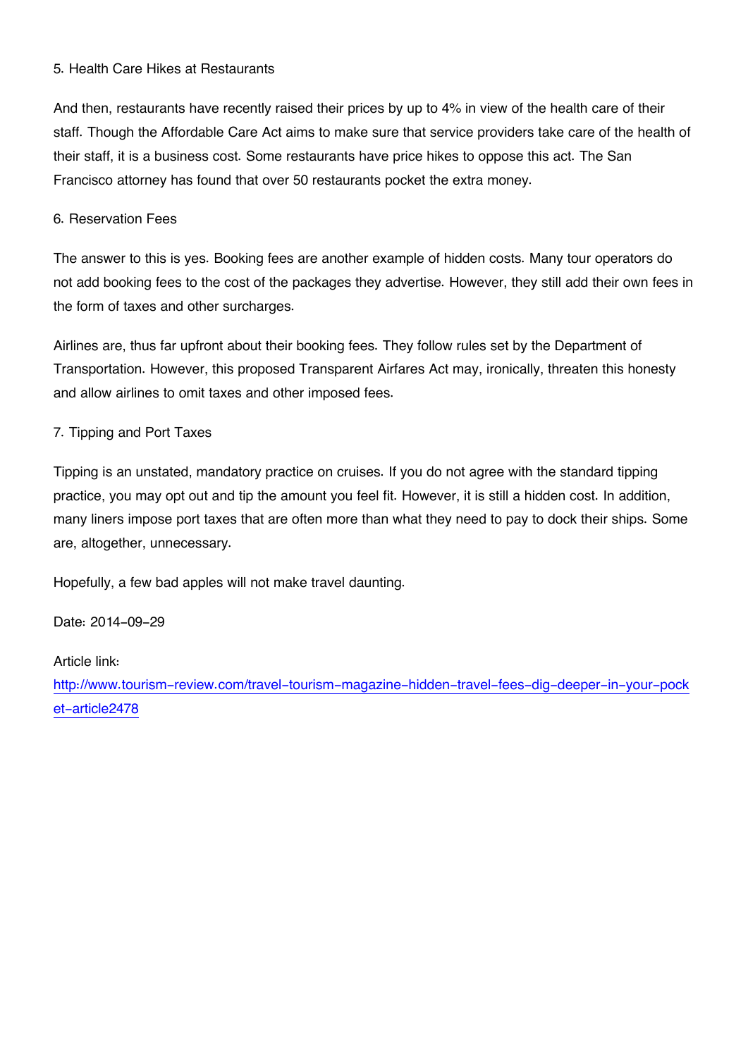## 5. Health Care Hikes at Restaurants

And then, restaurants have recently raised their prices by up to 4% in view of the health care of their staff. Though the Affordable Care Act aims to make sure that service providers take care of the health of their staff, it is a business cost. Some restaurants have price hikes to oppose this act. The San Francisco attorney has found that over 50 restaurants pocket the extra money.

## 6. Reservation Fees

The answer to this is yes. Booking fees are another example of hidden costs. Many tour operators do not add booking fees to the cost of the packages they advertise. However, they still add their own fees in the form of taxes and other surcharges.

Airlines are, thus far upfront about their booking fees. They follow rules set by the Department of Transportation. However, this proposed Transparent Airfares Act may, ironically, threaten this honesty and allow airlines to omit taxes and other imposed fees.

## 7. Tipping and Port Taxes

Tipping is an unstated, mandatory practice on cruises. If you do not agree with the standard tipping practice, you may opt out and tip the amount you feel fit. However, it is still a hidden cost. In addition, many liners impose port taxes that are often more than what they need to pay to dock their ships. Some are, altogether, unnecessary.

Hopefully, a few bad apples will not make travel daunting.

Date: 2014-09-29

Article link:
[http://www.tourism-review.com/travel-tourism-magazine-hidden-travel-fees-dig-deeper-in-your-pocket-article2478](http://www.tourism-review.com/travel-tourism-magazine-hidden-travel-fees-dig-deeper-in-your-pocket-article2478)